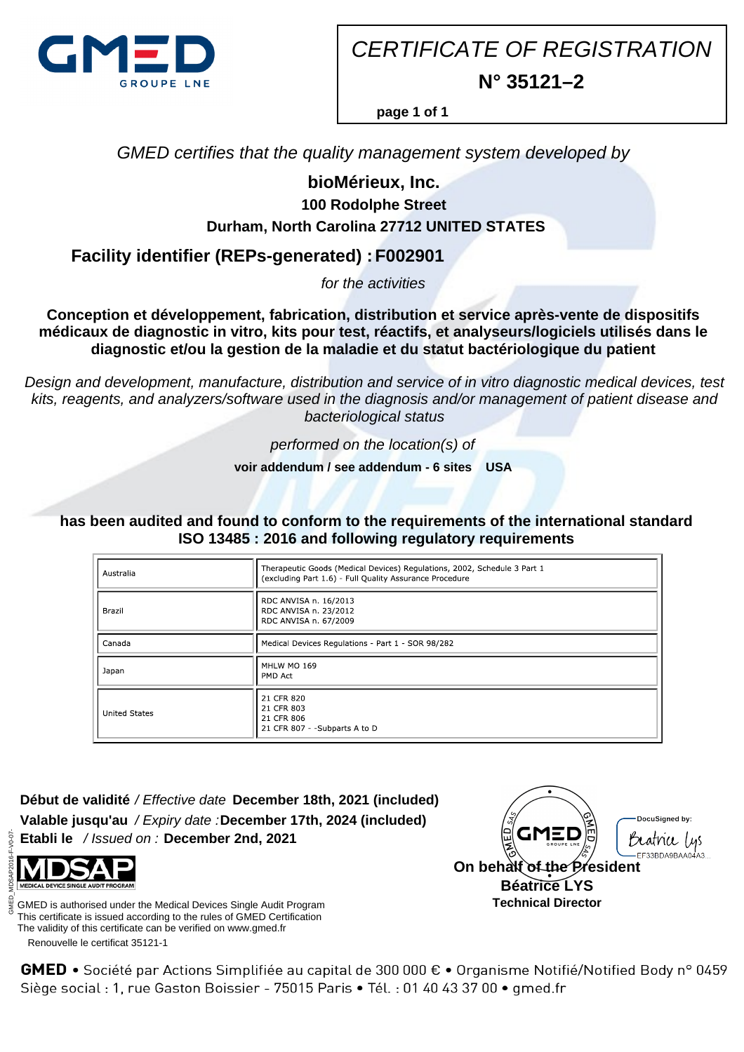# CERTIFICATE OF REGISTRATION

## N° 35121–2

*GMED certifies that the quality management system developed by*

**bioMérieux, Inc.**

**100 Rodolphe Street**

**Durham, North Carolina 27712 UNITED STATES**

**Facility identifier (REPs-generated) : F002901**

*for the activities*

**Conception et développement, fabrication, distribution et service après-vente de dispositifs médicaux de diagnostic in vitro, kits pour test, réactifs, et analyseurs/logiciels utilisés dans le diagnostic et/ou la gestion de la maladie et du statut bactériologique du patient**

*Design and development, manufacture, distribution and service of in vitro diagnostic medical devices, test kits, reagents, and analyzers/software used in the diagnosis and/or management of patient disease and bacteriological status*

*performed on the location(s) of*

**voir addendum / see addendum - 6 sites USA**

**has been audited and found to conform to the requirements of the international standard ISO 13485 : 2016 and following regulatory requirements**

| | |
|---|---|
| Australia | Therapeutic Goods (Medical Devices) Regulations, 2002, Schedule 3 Part 1 (excluding Part 1.6) - Full Quality Assurance Procedure |
| Brazil | RDC ANVISA n. 16/2013<br>RDC ANVISA n. 23/2012<br>RDC ANVISA n. 67/2009 |
| Canada | Medical Devices Regulations - Part 1 - SOR 98/282 |
| Japan | MHLW MO 169<br>PMD Act |
| United States | 21 CFR 820<br>21 CFR 803<br>21 CFR 806<br>21 CFR 807 - -Subparts A to D |

**Début de validité** / *Effective date* **December 18th, 2021 (included)**

**Valable jusqu'au** / *Expiry date* : **December 17th, 2024 (included)**

**Etabli le** / *Issued on* : **December 2nd, 2021**

MDSAP — MEDICAL DEVICE SINGLE AUDIT PROGRAM

GMED is authorised under the Medical Devices Single Audit Program
This certificate is issued according to the rules of GMED Certification
The validity of this certificate can be verified on www.gmed.fr

Renouvelle le certificat 35121-1

DocuSigned by: Béatrice Lys — EF33BDA9BAA04A3...

**On behalf of the President**

**Béatrice LYS**

**Technical Director**

GMED_MDSAP2016-F-V0-07-

**GMED** • Société par Actions Simplifiée au capital de 300 000 € • Organisme Notifié/Notified Body n° 0459
Siège social : 1, rue Gaston Boissier - 75015 Paris • Tél. : 01 40 43 37 00 • gmed.fr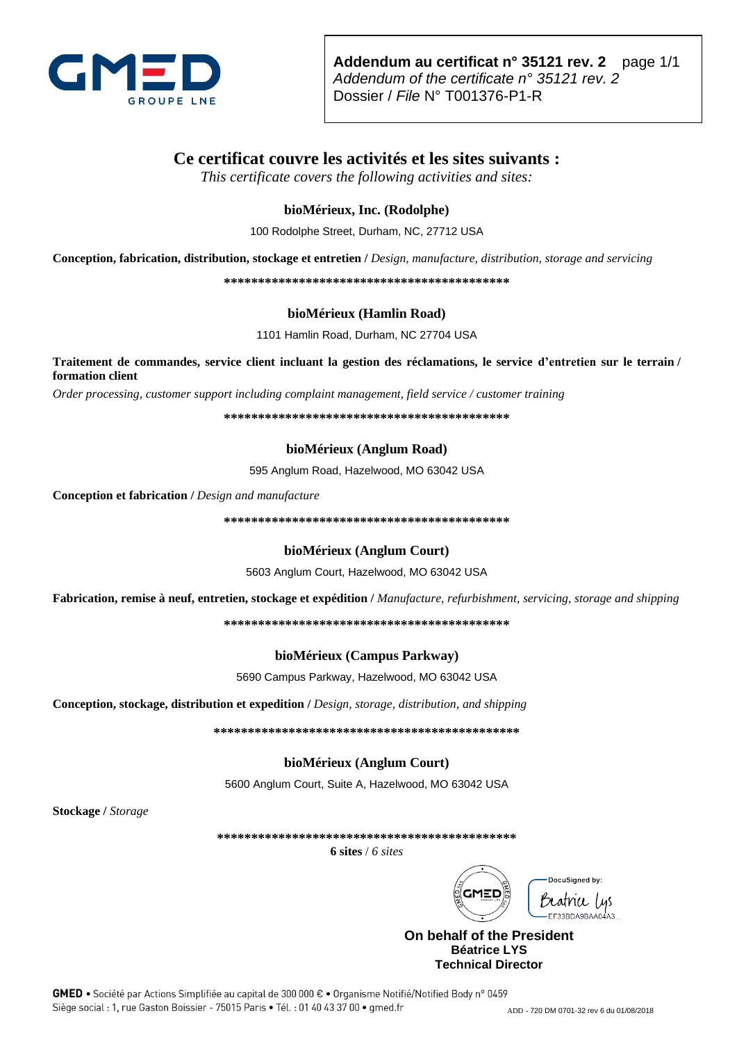GMED GROUPE LNE

**Addendum au certificat n° 35121 rev. 2** page 1/1
*Addendum of the certificate n° 35121 rev. 2*
Dossier / *File* N° T001376-P1-R

## Ce certificat couvre les activités et les sites suivants :

*This certificate covers the following activities and sites:*

### bioMérieux, Inc. (Rodolphe)

100 Rodolphe Street, Durham, NC, 27712 USA

**Conception, fabrication, distribution, stockage et entretien /** *Design, manufacture, distribution, storage and servicing*

*******************************************

### bioMérieux (Hamlin Road)

1101 Hamlin Road, Durham, NC 27704 USA

**Traitement de commandes, service client incluant la gestion des réclamations, le service d'entretien sur le terrain / formation client**

*Order processing, customer support including complaint management, field service / customer training*

*******************************************

### bioMérieux (Anglum Road)

595 Anglum Road, Hazelwood, MO 63042 USA

**Conception et fabrication /** *Design and manufacture*

*******************************************

### bioMérieux (Anglum Court)

5603 Anglum Court, Hazelwood, MO 63042 USA

**Fabrication, remise à neuf, entretien, stockage et expédition /** *Manufacture, refurbishment, servicing, storage and shipping*

*******************************************

### bioMérieux (Campus Parkway)

5690 Campus Parkway, Hazelwood, MO 63042 USA

**Conception, stockage, distribution et expedition /** *Design, storage, distribution, and shipping*

**********************************************

### bioMérieux (Anglum Court)

5600 Anglum Court, Suite A, Hazelwood, MO 63042 USA

**Stockage /** *Storage*

*********************************************

**6 sites** / *6 sites*

DocuSigned by:
Béatrice Lys
EF33BDA9BAA04A3...

**On behalf of the President**
**Béatrice LYS**
**Technical Director**

**GMED** • Société par Actions Simplifiée au capital de 300 000 € • Organisme Notifié/Notified Body n° 0459
Siège social : 1, rue Gaston Boissier - 75015 Paris • Tél. : 01 40 43 37 00 • gmed.fr

ADD - 720 DM 0701-32 rev 6 du 01/08/2018